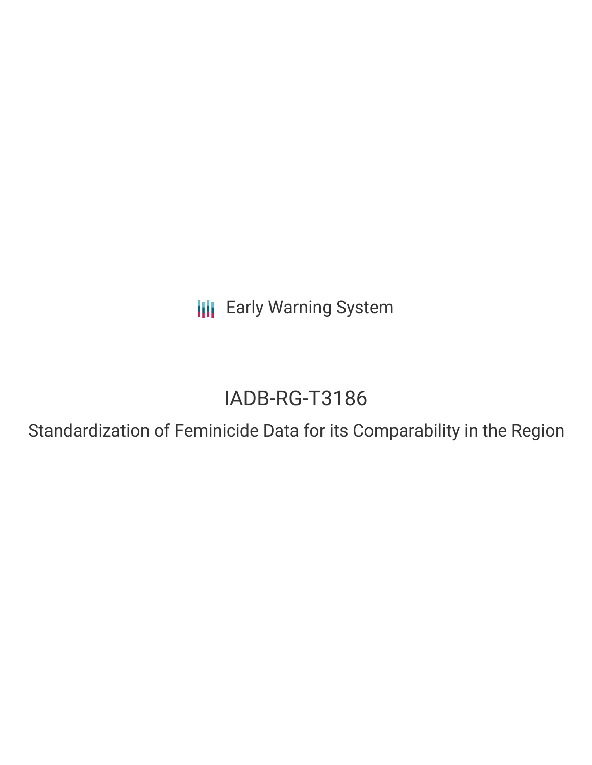Early Warning System

# IADB-RG-T3186

## Standardization of Feminicide Data for its Comparability in the Region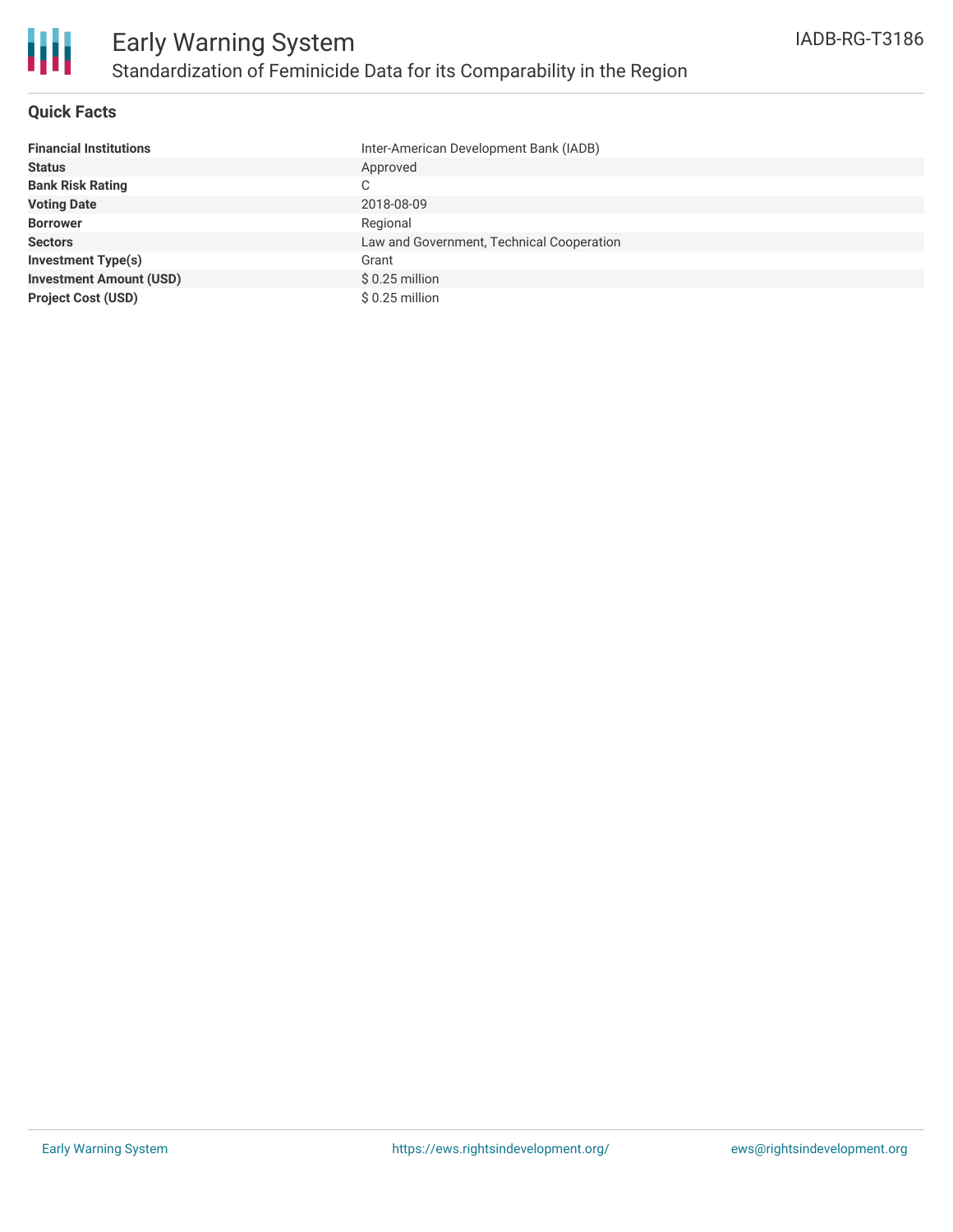# Early Warning System

## Standardization of Feminicide Data for its Comparability in the Region

IADB-RG-T3186

### Quick Facts

| | |
|---|---|
| **Financial Institutions** | Inter-American Development Bank (IADB) |
| **Status** | Approved |
| **Bank Risk Rating** | C |
| **Voting Date** | 2018-08-09 |
| **Borrower** | Regional |
| **Sectors** | Law and Government, Technical Cooperation |
| **Investment Type(s)** | Grant |
| **Investment Amount (USD)** | $ 0.25 million |
| **Project Cost (USD)** | $ 0.25 million |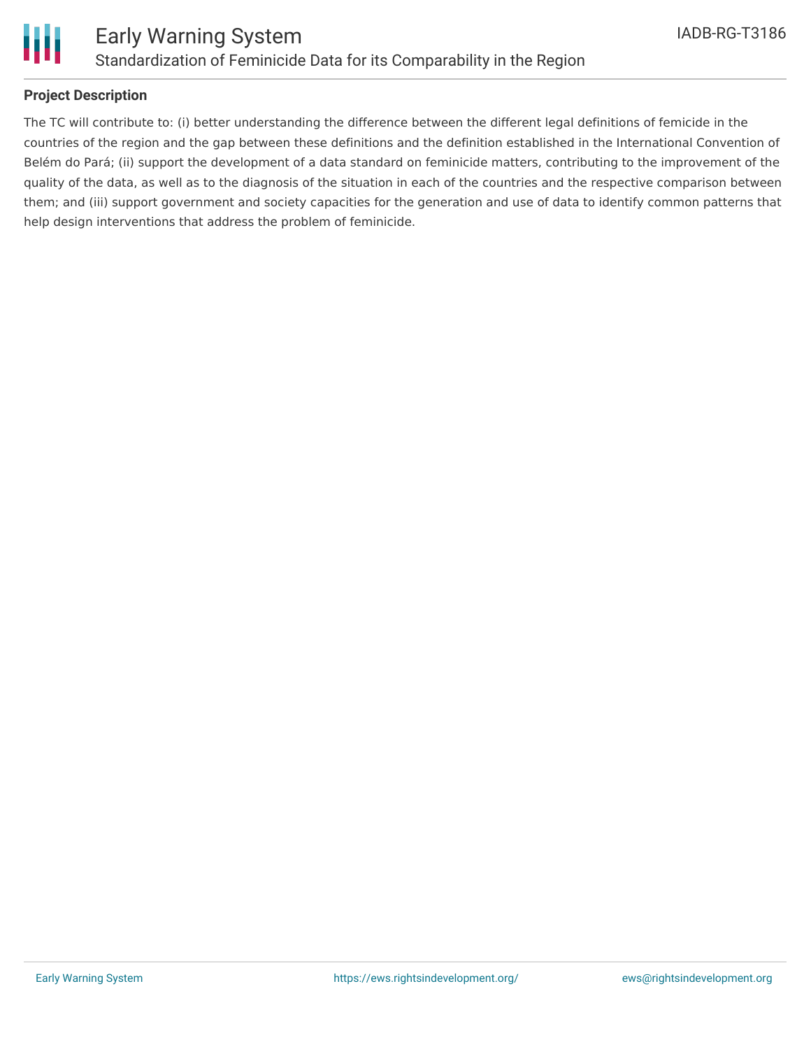## Project Description

The TC will contribute to: (i) better understanding the difference between the different legal definitions of femicide in the countries of the region and the gap between these definitions and the definition established in the International Convention of Belém do Pará; (ii) support the development of a data standard on feminicide matters, contributing to the improvement of the quality of the data, as well as to the diagnosis of the situation in each of the countries and the respective comparison between them; and (iii) support government and society capacities for the generation and use of data to identify common patterns that help design interventions that address the problem of feminicide.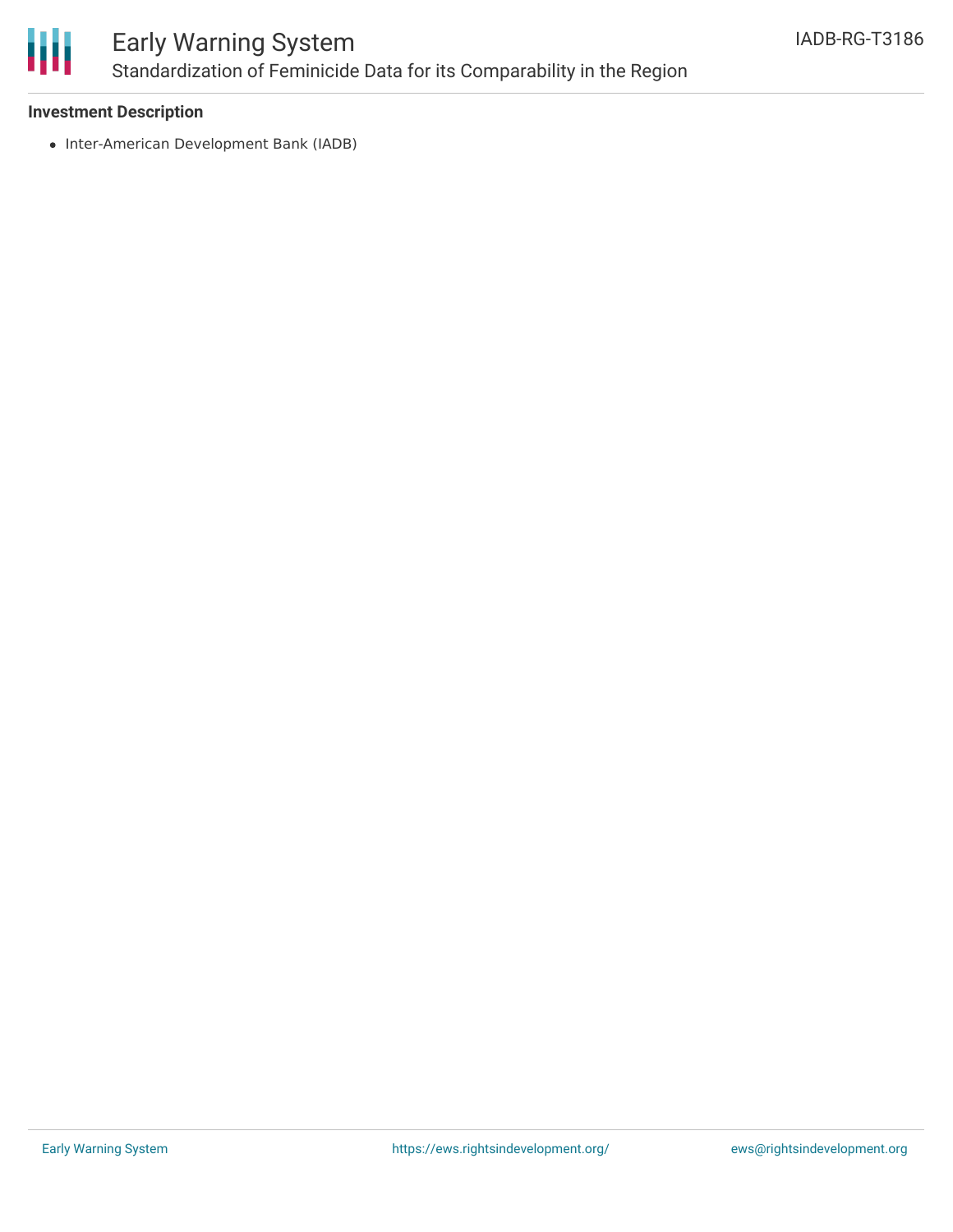**Investment Description**

- Inter-American Development Bank (IADB)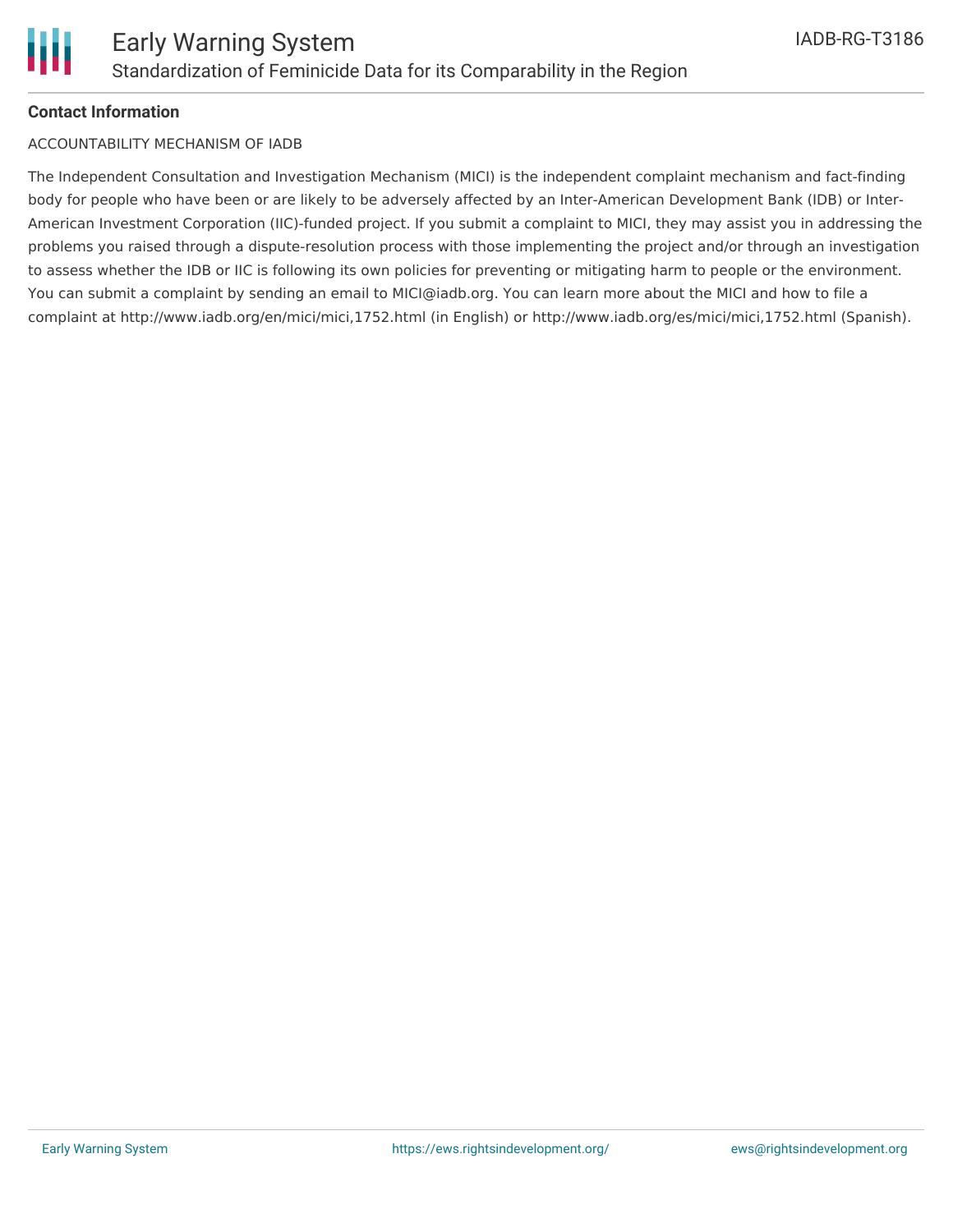**Contact Information**

ACCOUNTABILITY MECHANISM OF IADB

The Independent Consultation and Investigation Mechanism (MICI) is the independent complaint mechanism and fact-finding body for people who have been or are likely to be adversely affected by an Inter-American Development Bank (IDB) or Inter-American Investment Corporation (IIC)-funded project. If you submit a complaint to MICI, they may assist you in addressing the problems you raised through a dispute-resolution process with those implementing the project and/or through an investigation to assess whether the IDB or IIC is following its own policies for preventing or mitigating harm to people or the environment. You can submit a complaint by sending an email to MICI@iadb.org. You can learn more about the MICI and how to file a complaint at http://www.iadb.org/en/mici/mici,1752.html (in English) or http://www.iadb.org/es/mici/mici,1752.html (Spanish).